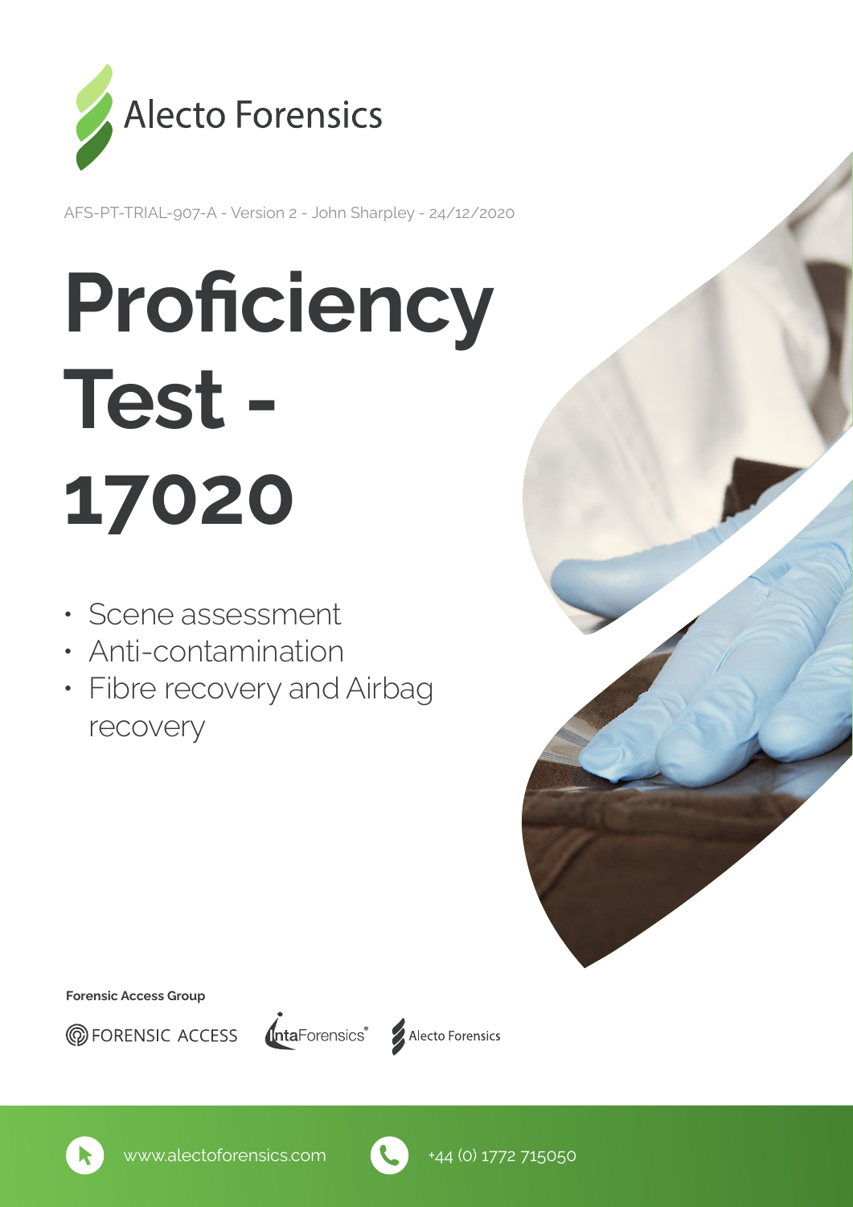Alecto Forensics

AFS-PT-TRIAL-907-A - Version 2 - John Sharpley - 24/12/2020

# Proficiency Test - 17020

- Scene assessment
- Anti-contamination
- Fibre recovery and Airbag recovery

**Forensic Access Group**

FORENSIC ACCESS IntaForensics® Alecto Forensics

www.alectoforensics.com +44 (0) 1772 715050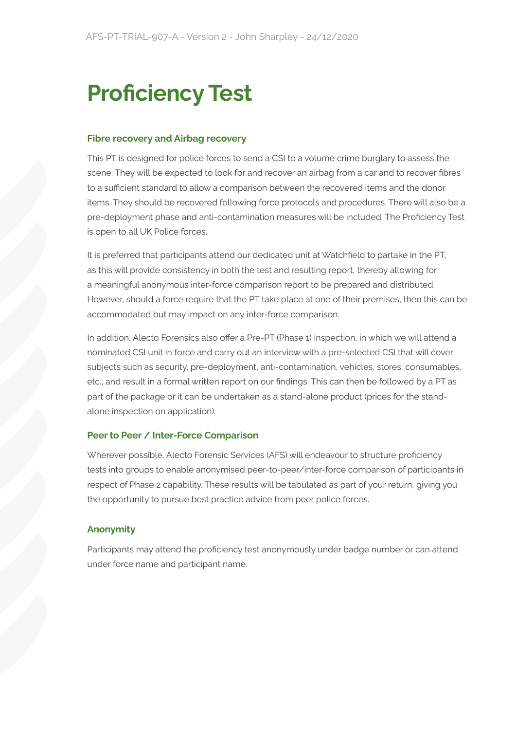# Proficiency Test

### Fibre recovery and Airbag recovery

This PT is designed for police forces to send a CSI to a volume crime burglary to assess the scene. They will be expected to look for and recover an airbag from a car and to recover fibres to a sufficient standard to allow a comparison between the recovered items and the donor items. They should be recovered following force protocols and procedures. There will also be a pre-deployment phase and anti-contamination measures will be included. The Proficiency Test is open to all UK Police forces.

It is preferred that participants attend our dedicated unit at Watchfield to partake in the PT, as this will provide consistency in both the test and resulting report, thereby allowing for a meaningful anonymous inter-force comparison report to be prepared and distributed. However, should a force require that the PT take place at one of their premises, then this can be accommodated but may impact on any inter-force comparison.

In addition, Alecto Forensics also offer a Pre-PT (Phase 1) inspection, in which we will attend a nominated CSI unit in force and carry out an interview with a pre-selected CSI that will cover subjects such as security, pre-deployment, anti-contamination, vehicles, stores, consumables, etc., and result in a formal written report on our findings. This can then be followed by a PT as part of the package or it can be undertaken as a stand-alone product (prices for the stand-alone inspection on application).

### Peer to Peer / Inter-Force Comparison

Wherever possible, Alecto Forensic Services (AFS) will endeavour to structure proficiency tests into groups to enable anonymised peer-to-peer/inter-force comparison of participants in respect of Phase 2 capability. These results will be tabulated as part of your return, giving you the opportunity to pursue best practice advice from peer police forces.

### Anonymity

Participants may attend the proficiency test anonymously under badge number or can attend under force name and participant name.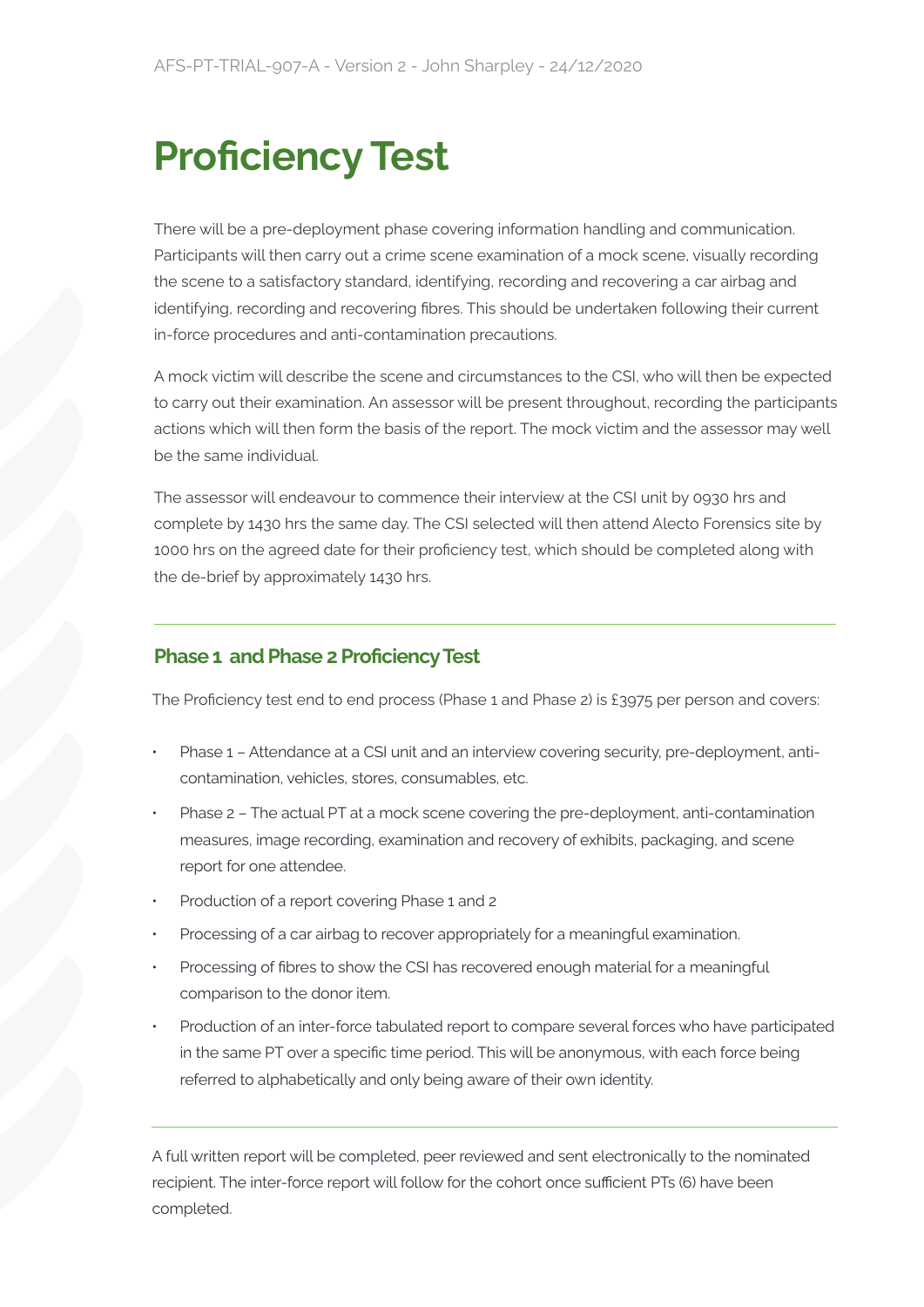AFS-PT-TRIAL-907-A - Version 2 - John Sharpley - 24/12/2020

# Proficiency Test

There will be a pre-deployment phase covering information handling and communication. Participants will then carry out a crime scene examination of a mock scene, visually recording the scene to a satisfactory standard, identifying, recording and recovering a car airbag and identifying, recording and recovering fibres. This should be undertaken following their current in-force procedures and anti-contamination precautions.

A mock victim will describe the scene and circumstances to the CSI, who will then be expected to carry out their examination. An assessor will be present throughout, recording the participants actions which will then form the basis of the report. The mock victim and the assessor may well be the same individual.

The assessor will endeavour to commence their interview at the CSI unit by 0930 hrs and complete by 1430 hrs the same day. The CSI selected will then attend Alecto Forensics site by 1000 hrs on the agreed date for their proficiency test, which should be completed along with the de-brief by approximately 1430 hrs.

---

## Phase 1 and Phase 2 Proficiency Test

The Proficiency test end to end process (Phase 1 and Phase 2) is £3975 per person and covers:

- Phase 1 – Attendance at a CSI unit and an interview covering security, pre-deployment, anti-contamination, vehicles, stores, consumables, etc.
- Phase 2 – The actual PT at a mock scene covering the pre-deployment, anti-contamination measures, image recording, examination and recovery of exhibits, packaging, and scene report for one attendee.
- Production of a report covering Phase 1 and 2
- Processing of a car airbag to recover appropriately for a meaningful examination.
- Processing of fibres to show the CSI has recovered enough material for a meaningful comparison to the donor item.
- Production of an inter-force tabulated report to compare several forces who have participated in the same PT over a specific time period. This will be anonymous, with each force being referred to alphabetically and only being aware of their own identity.

---

A full written report will be completed, peer reviewed and sent electronically to the nominated recipient. The inter-force report will follow for the cohort once sufficient PTs (6) have been completed.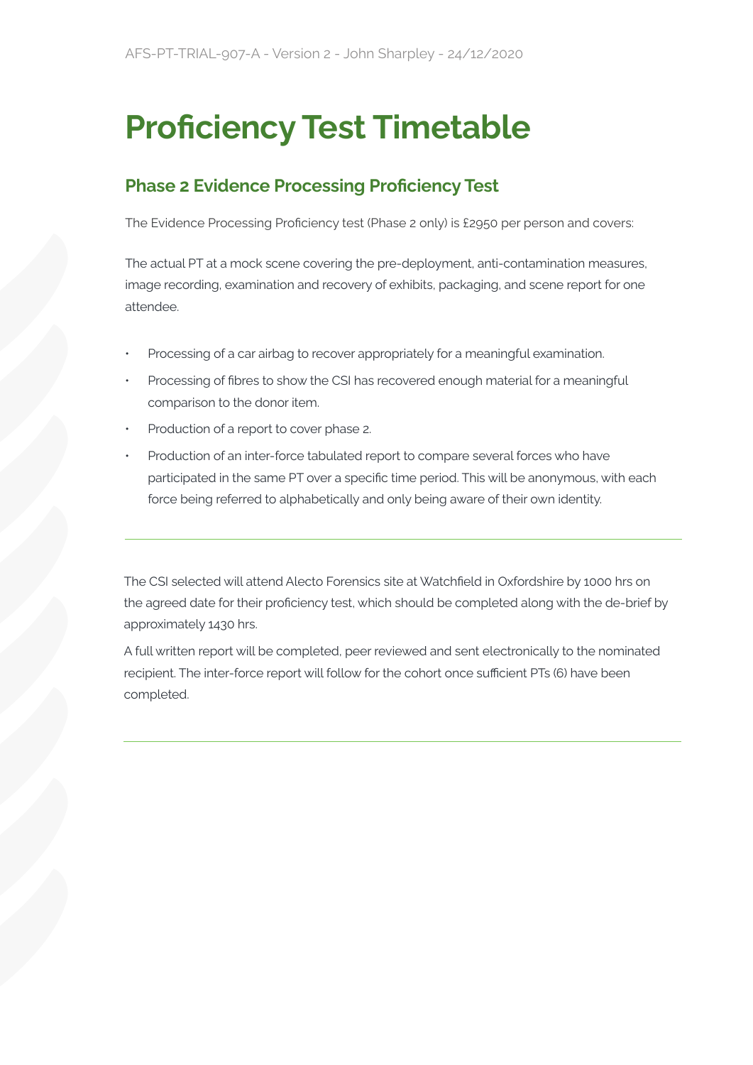# Proficiency Test Timetable

## Phase 2 Evidence Processing Proficiency Test

The Evidence Processing Proficiency test (Phase 2 only) is £2950 per person and covers:

The actual PT at a mock scene covering the pre-deployment, anti-contamination measures, image recording, examination and recovery of exhibits, packaging, and scene report for one attendee.

- Processing of a car airbag to recover appropriately for a meaningful examination.
- Processing of fibres to show the CSI has recovered enough material for a meaningful comparison to the donor item.
- Production of a report to cover phase 2.
- Production of an inter-force tabulated report to compare several forces who have participated in the same PT over a specific time period. This will be anonymous, with each force being referred to alphabetically and only being aware of their own identity.

---

The CSI selected will attend Alecto Forensics site at Watchfield in Oxfordshire by 1000 hrs on the agreed date for their proficiency test, which should be completed along with the de-brief by approximately 1430 hrs.

A full written report will be completed, peer reviewed and sent electronically to the nominated recipient. The inter-force report will follow for the cohort once sufficient PTs (6) have been completed.

---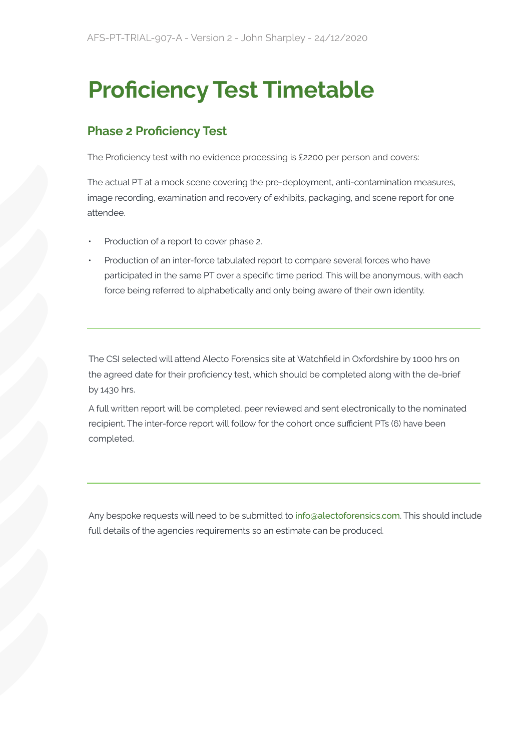# Proficiency Test Timetable

## Phase 2 Proficiency Test

The Proficiency test with no evidence processing is £2200 per person and covers:

The actual PT at a mock scene covering the pre-deployment, anti-contamination measures, image recording, examination and recovery of exhibits, packaging, and scene report for one attendee.

- Production of a report to cover phase 2.
- Production of an inter-force tabulated report to compare several forces who have participated in the same PT over a specific time period. This will be anonymous, with each force being referred to alphabetically and only being aware of their own identity.

---

The CSI selected will attend Alecto Forensics site at Watchfield in Oxfordshire by 1000 hrs on the agreed date for their proficiency test, which should be completed along with the de-brief by 1430 hrs.

A full written report will be completed, peer reviewed and sent electronically to the nominated recipient. The inter-force report will follow for the cohort once sufficient PTs (6) have been completed.

---

Any bespoke requests will need to be submitted to info@alectoforensics.com. This should include full details of the agencies requirements so an estimate can be produced.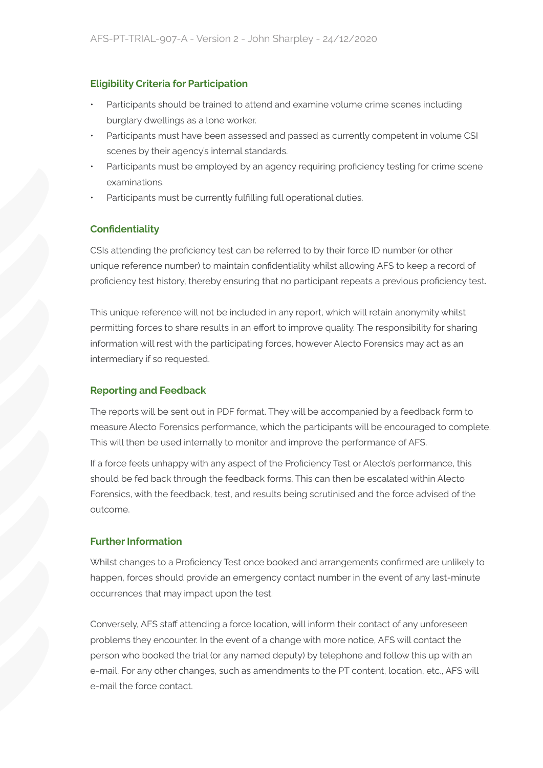### Eligibility Criteria for Participation

- Participants should be trained to attend and examine volume crime scenes including burglary dwellings as a lone worker.
- Participants must have been assessed and passed as currently competent in volume CSI scenes by their agency's internal standards.
- Participants must be employed by an agency requiring proficiency testing for crime scene examinations.
- Participants must be currently fulfilling full operational duties.

### Confidentiality

CSIs attending the proficiency test can be referred to by their force ID number (or other unique reference number) to maintain confidentiality whilst allowing AFS to keep a record of proficiency test history, thereby ensuring that no participant repeats a previous proficiency test.

This unique reference will not be included in any report, which will retain anonymity whilst permitting forces to share results in an effort to improve quality. The responsibility for sharing information will rest with the participating forces, however Alecto Forensics may act as an intermediary if so requested.

### Reporting and Feedback

The reports will be sent out in PDF format. They will be accompanied by a feedback form to measure Alecto Forensics performance, which the participants will be encouraged to complete. This will then be used internally to monitor and improve the performance of AFS.

If a force feels unhappy with any aspect of the Proficiency Test or Alecto's performance, this should be fed back through the feedback forms. This can then be escalated within Alecto Forensics, with the feedback, test, and results being scrutinised and the force advised of the outcome.

### Further Information

Whilst changes to a Proficiency Test once booked and arrangements confirmed are unlikely to happen, forces should provide an emergency contact number in the event of any last-minute occurrences that may impact upon the test.

Conversely, AFS staff attending a force location, will inform their contact of any unforeseen problems they encounter. In the event of a change with more notice, AFS will contact the person who booked the trial (or any named deputy) by telephone and follow this up with an e-mail. For any other changes, such as amendments to the PT content, location, etc., AFS will e-mail the force contact.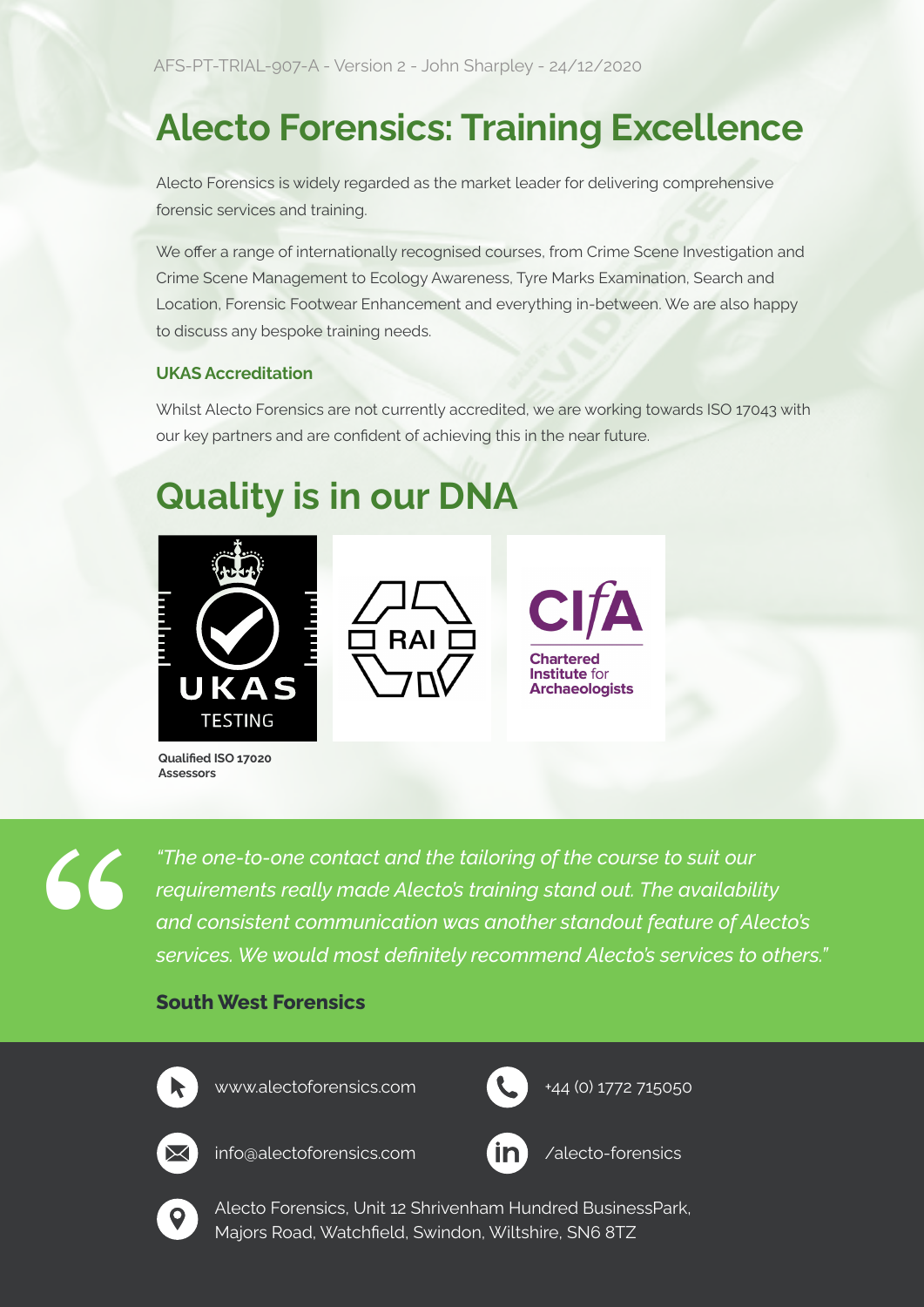AFS-PT-TRIAL-907-A - Version 2 - John Sharpley - 24/12/2020

# Alecto Forensics: Training Excellence

Alecto Forensics is widely regarded as the market leader for delivering comprehensive forensic services and training.

We offer a range of internationally recognised courses, from Crime Scene Investigation and Crime Scene Management to Ecology Awareness, Tyre Marks Examination, Search and Location, Forensic Footwear Enhancement and everything in-between. We are also happy to discuss any bespoke training needs.

### UKAS Accreditation

Whilst Alecto Forensics are not currently accredited, we are working towards ISO 17043 with our key partners and are confident of achieving this in the near future.

# Quality is in our DNA

UKAS TESTING

RAI

CIfA Chartered Institute for Archaeologists

**Qualified ISO 17020 Assessors**

*"The one-to-one contact and the tailoring of the course to suit our requirements really made Alecto's training stand out. The availability and consistent communication was another standout feature of Alecto's services. We would most definitely recommend Alecto's services to others."*

**South West Forensics**

www.alectoforensics.com

+44 (0) 1772 715050

info@alectoforensics.com

/alecto-forensics

Alecto Forensics, Unit 12 Shrivenham Hundred BusinessPark, Majors Road, Watchfield, Swindon, Wiltshire, SN6 8TZ